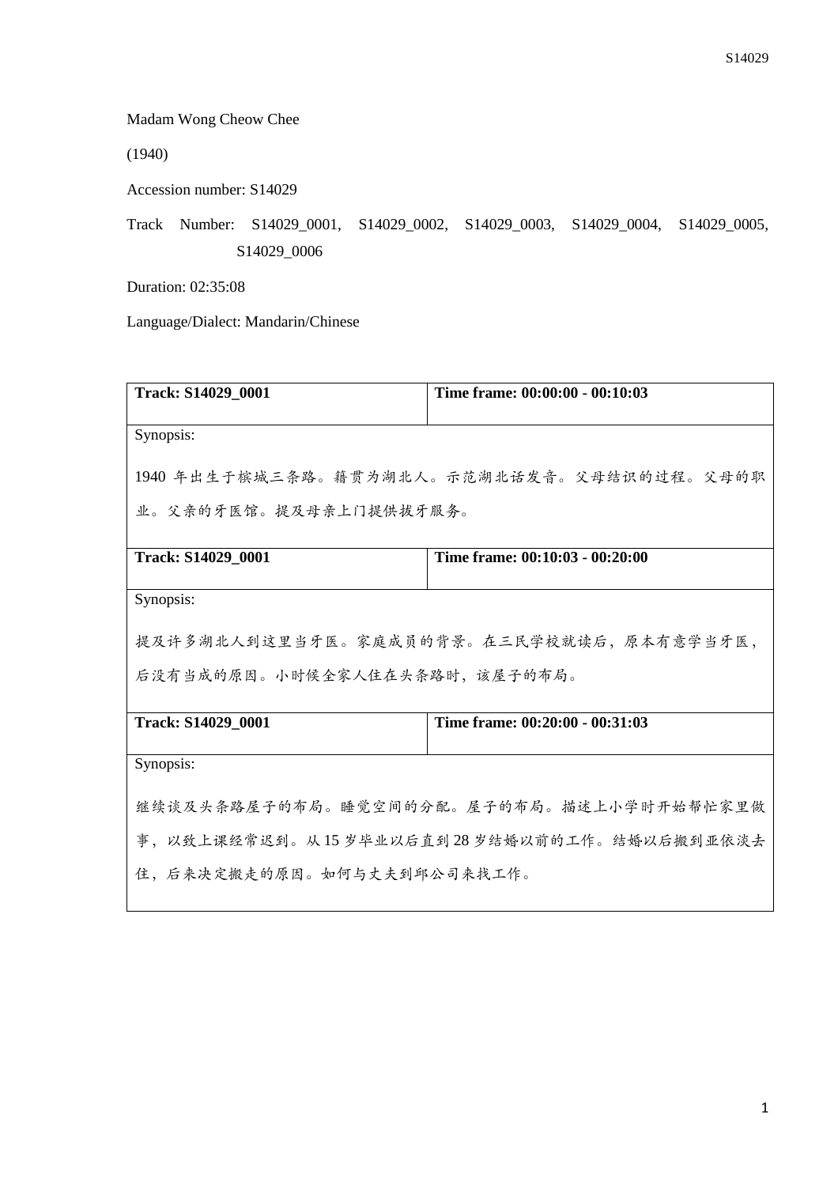Madam Wong Cheow Chee

(1940)

Accession number: S14029

Track Number: S14029_0001, S14029_0002, S14029_0003, S14029_0004, S14029_0005, S14029_0006

Duration: 02:35:08

Language/Dialect: Mandarin/Chinese

| **Track: S14029_0001** | **Time frame: 00:00:00 - 00:10:03** |
|---|---|
| Synopsis:<br><br>1940 年出生于槟城三条路。籍贯为湖北人。示范湖北话发音。父母结识的过程。父母的职业。父亲的牙医馆。提及母亲上门提供拔牙服务。 | |
| **Track: S14029_0001** | **Time frame: 00:10:03 - 00:20:00** |
| Synopsis:<br><br>提及许多湖北人到这里当牙医。家庭成员的背景。在三民学校就读后，原本有意学当牙医，后没有当成的原因。小时候全家人住在头条路时，该屋子的布局。 | |
| **Track: S14029_0001** | **Time frame: 00:20:00 - 00:31:03** |
| Synopsis:<br><br>继续谈及头条路屋子的布局。睡觉空间的分配。屋子的布局。描述上小学时开始帮忙家里做事，以致上课经常迟到。从 15 岁毕业以后直到 28 岁结婚以前的工作。结婚以后搬到亚依淡去住，后来决定搬走的原因。如何与丈夫到邱公司来找工作。 | |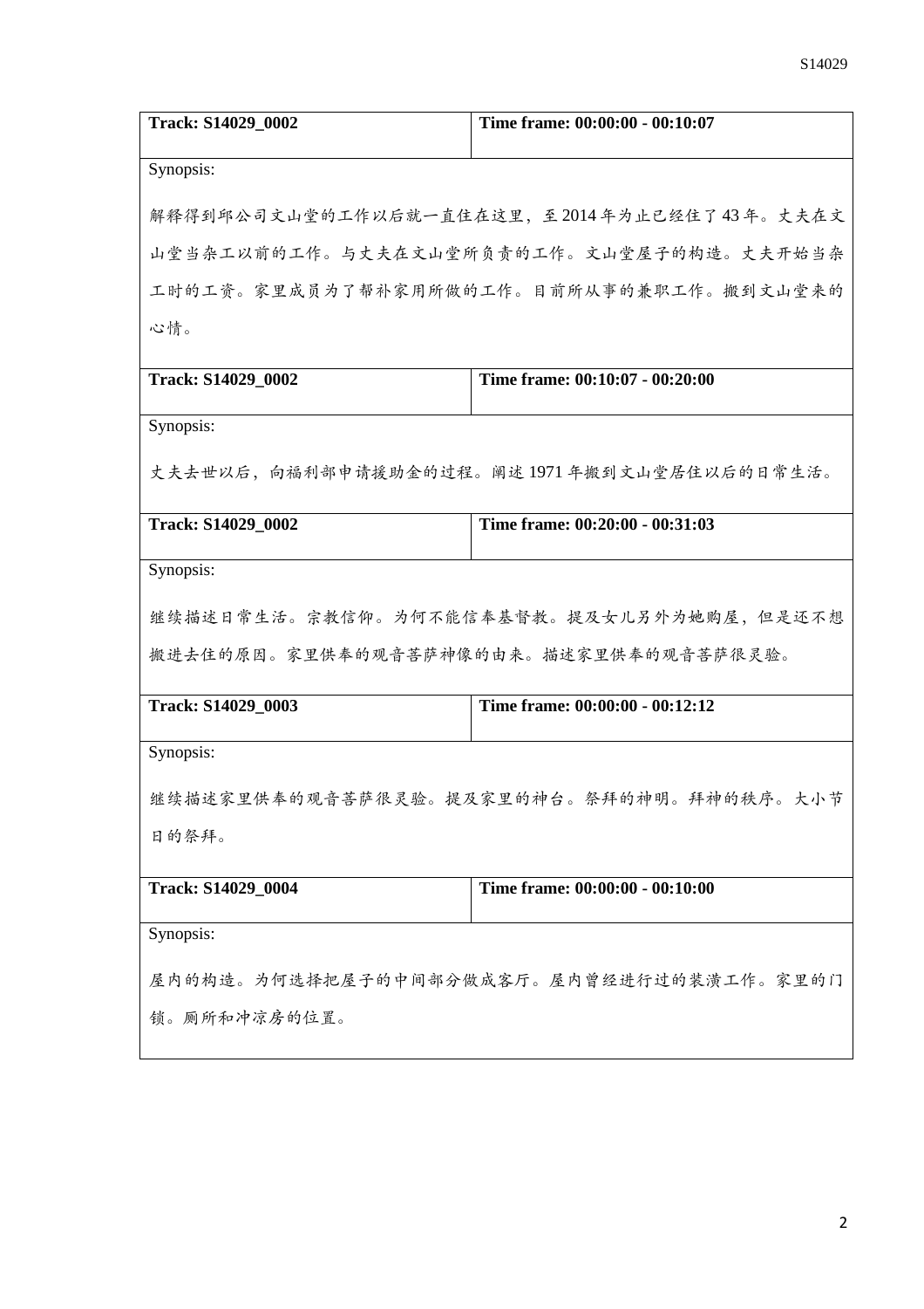| Track: S14029_0002 | Time frame: 00:00:00 - 00:10:07 |
|---|---|
| Synopsis: | |
| 解释得到邱公司文山堂的工作以后就一直住在这里，至 2014 年为止已经住了 43 年。丈夫在文山堂当杂工以前的工作。与丈夫在文山堂所负责的工作。文山堂屋子的构造。丈夫开始当杂工时的工资。家里成员为了帮补家用所做的工作。目前所从事的兼职工作。搬到文山堂来的心情。 | |

| Track: S14029_0002 | Time frame: 00:10:07 - 00:20:00 |
|---|---|
| Synopsis: | |
| 丈夫去世以后，向福利部申请援助金的过程。阐述 1971 年搬到文山堂居住以后的日常生活。 | |

| Track: S14029_0002 | Time frame: 00:20:00 - 00:31:03 |
|---|---|
| Synopsis: | |
| 继续描述日常生活。宗教信仰。为何不能信奉基督教。提及女儿另外为她购屋，但是还不想搬进去住的原因。家里供奉的观音菩萨神像的由来。描述家里供奉的观音菩萨很灵验。 | |

| Track: S14029_0003 | Time frame: 00:00:00 - 00:12:12 |
|---|---|
| Synopsis: | |
| 继续描述家里供奉的观音菩萨很灵验。提及家里的神台。祭拜的神明。拜神的秩序。大小节日的祭拜。 | |

| Track: S14029_0004 | Time frame: 00:00:00 - 00:10:00 |
|---|---|
| Synopsis: | |
| 屋内的构造。为何选择把屋子的中间部分做成客厅。屋内曾经进行过的装潢工作。家里的门锁。厕所和冲凉房的位置。 | |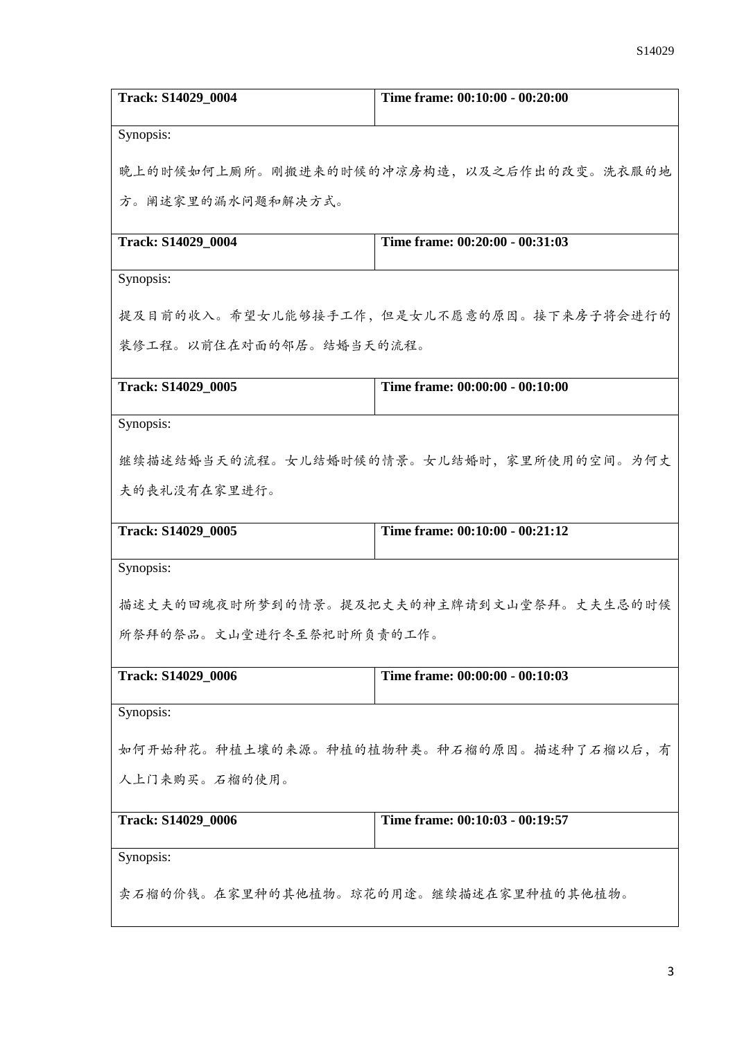| Track: S14029_0004 | Time frame: 00:10:00 - 00:20:00 |
|---|---|
| Synopsis:<br><br>晚上的时候如何上厕所。刚搬进来的时候的冲凉房构造，以及之后作出的改变。洗衣服的地方。阐述家里的漏水问题和解决方式。 | |
| **Track: S14029_0004** | **Time frame: 00:20:00 - 00:31:03** |
| Synopsis:<br><br>提及目前的收入。希望女儿能够接手工作，但是女儿不愿意的原因。接下来房子将会进行的装修工程。以前住在对面的邻居。结婚当天的流程。 | |
| **Track: S14029_0005** | **Time frame: 00:00:00 - 00:10:00** |
| Synopsis:<br><br>继续描述结婚当天的流程。女儿结婚时候的情景。女儿结婚时，家里所使用的空间。为何丈夫的丧礼没有在家里进行。 | |
| **Track: S14029_0005** | **Time frame: 00:10:00 - 00:21:12** |
| Synopsis:<br><br>描述丈夫的回魂夜时所梦到的情景。提及把丈夫的神主牌请到文山堂祭拜。丈夫生忌的时候所祭拜的祭品。文山堂进行冬至祭祀时所负责的工作。 | |
| **Track: S14029_0006** | **Time frame: 00:00:00 - 00:10:03** |
| Synopsis:<br><br>如何开始种花。种植土壤的来源。种植的植物种类。种石榴的原因。描述种了石榴以后，有人上门来购买。石榴的使用。 | |
| **Track: S14029_0006** | **Time frame: 00:10:03 - 00:19:57** |
| Synopsis:<br><br>卖石榴的价钱。在家里种的其他植物。琼花的用途。继续描述在家里种植的其他植物。 | |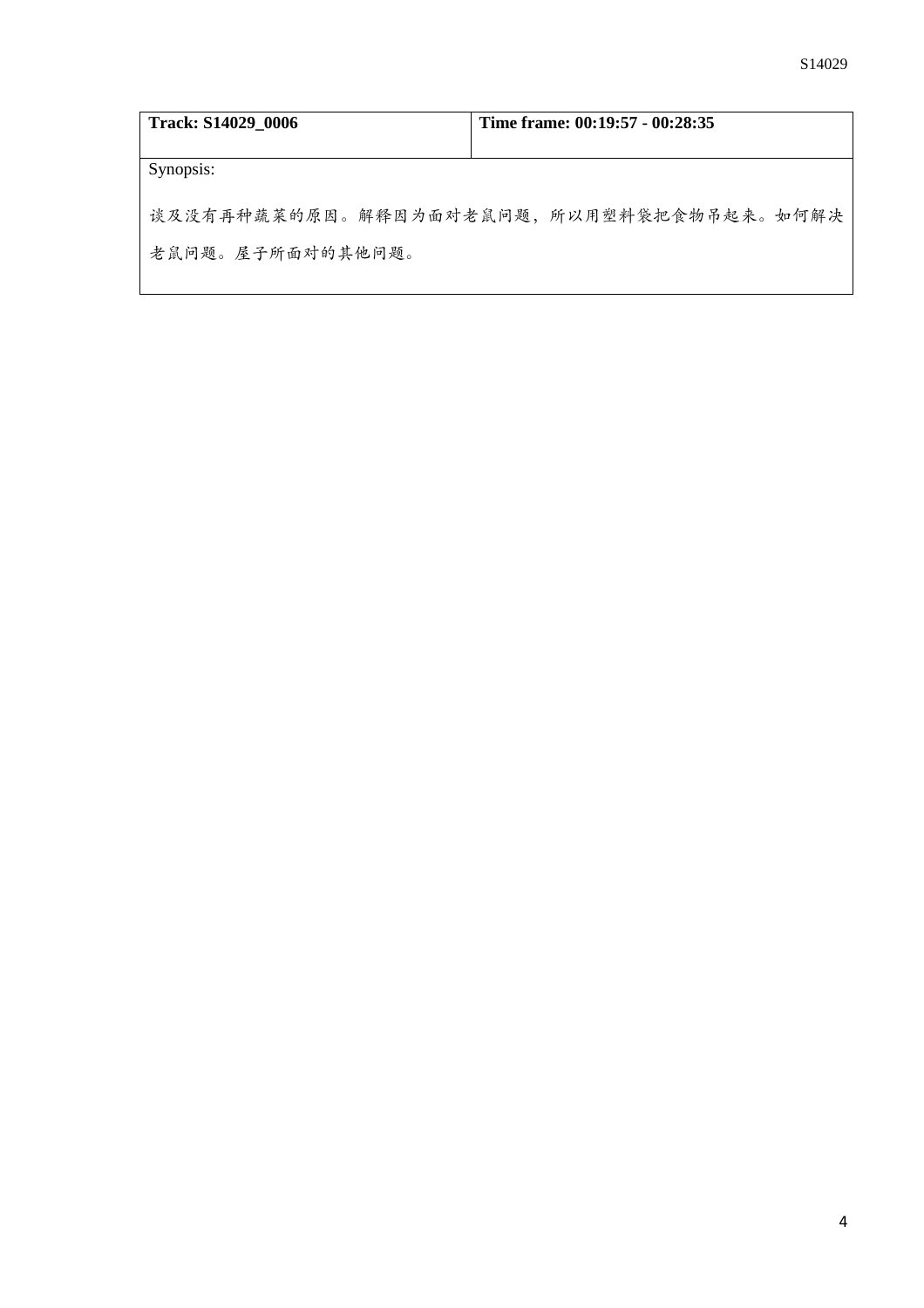| Track: S14029_0006 | Time frame: 00:19:57 - 00:28:35 |
| --- | --- |

Synopsis:

谈及没有再种蔬菜的原因。解释因为面对老鼠问题，所以用塑料袋把食物吊起来。如何解决老鼠问题。屋子所面对的其他问题。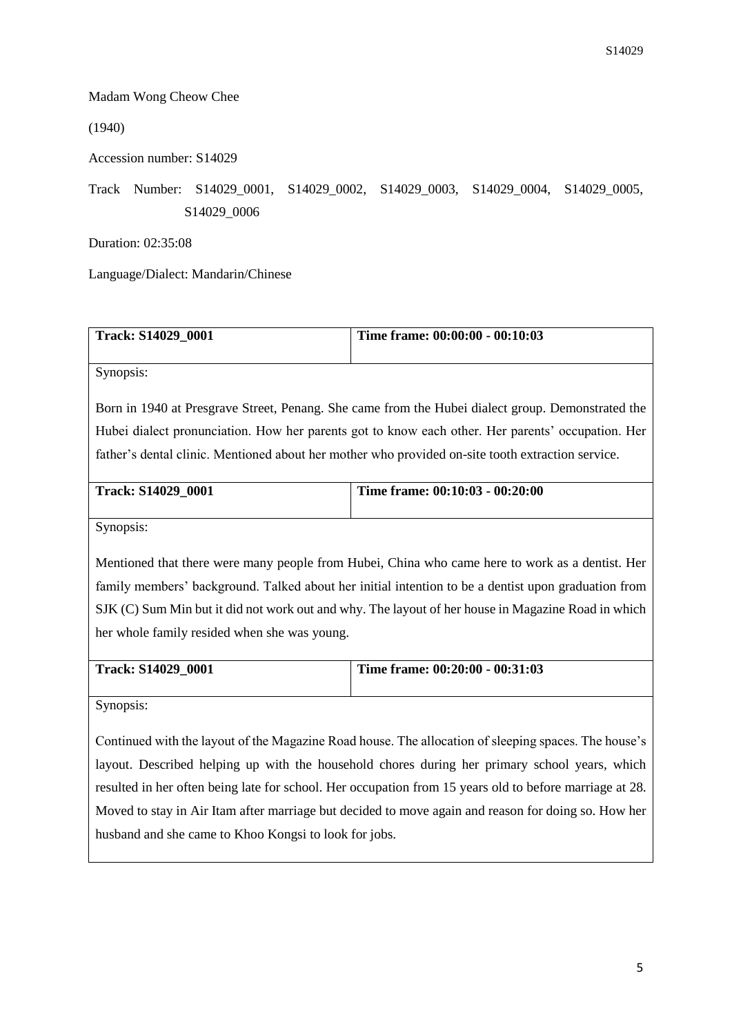Madam Wong Cheow Chee

(1940)

Accession number: S14029

Track Number: S14029_0001, S14029_0002, S14029_0003, S14029_0004, S14029_0005, S14029_0006

Duration: 02:35:08

Language/Dialect: Mandarin/Chinese

| **Track: S14029_0001** | **Time frame: 00:00:00 - 00:10:03** |
|---|---|
| Synopsis: Born in 1940 at Presgrave Street, Penang. She came from the Hubei dialect group. Demonstrated the Hubei dialect pronunciation. How her parents got to know each other. Her parents' occupation. Her father's dental clinic. Mentioned about her mother who provided on-site tooth extraction service. | |

| **Track: S14029_0001** | **Time frame: 00:10:03 - 00:20:00** |
|---|---|
| Synopsis: Mentioned that there were many people from Hubei, China who came here to work as a dentist. Her family members' background. Talked about her initial intention to be a dentist upon graduation from SJK (C) Sum Min but it did not work out and why. The layout of her house in Magazine Road in which her whole family resided when she was young. | |

| **Track: S14029_0001** | **Time frame: 00:20:00 - 00:31:03** |
|---|---|
| Synopsis: Continued with the layout of the Magazine Road house. The allocation of sleeping spaces. The house's layout. Described helping up with the household chores during her primary school years, which resulted in her often being late for school. Her occupation from 15 years old to before marriage at 28. Moved to stay in Air Itam after marriage but decided to move again and reason for doing so. How her husband and she came to Khoo Kongsi to look for jobs. | |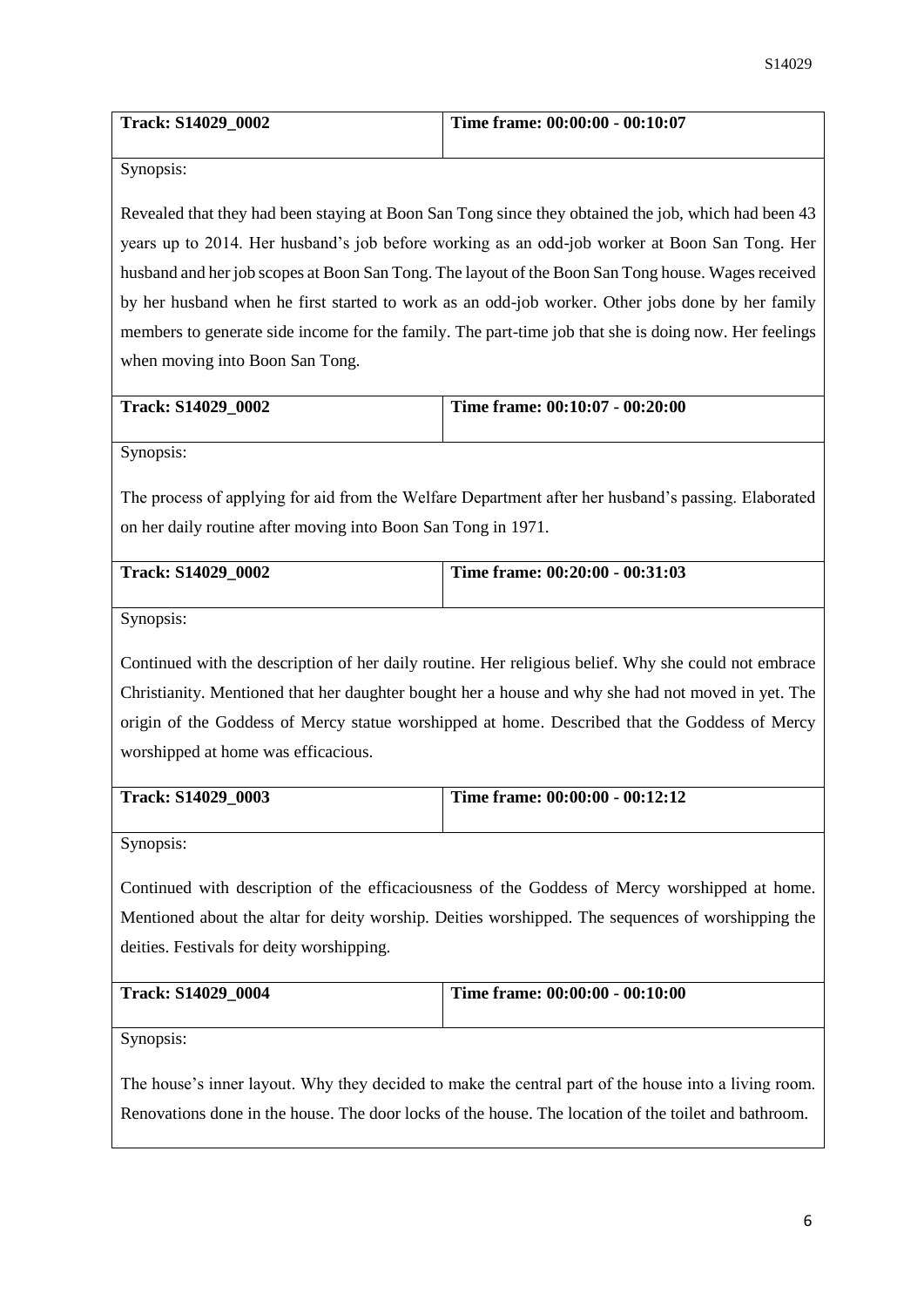| Track: S14029_0002 | Time frame: 00:00:00 - 00:10:07 |
|---|---|

Synopsis:

Revealed that they had been staying at Boon San Tong since they obtained the job, which had been 43 years up to 2014. Her husband's job before working as an odd-job worker at Boon San Tong. Her husband and her job scopes at Boon San Tong. The layout of the Boon San Tong house. Wages received by her husband when he first started to work as an odd-job worker. Other jobs done by her family members to generate side income for the family. The part-time job that she is doing now. Her feelings when moving into Boon San Tong.

| Track: S14029_0002 | Time frame: 00:10:07 - 00:20:00 |
|---|---|

Synopsis:

The process of applying for aid from the Welfare Department after her husband's passing. Elaborated on her daily routine after moving into Boon San Tong in 1971.

| Track: S14029_0002 | Time frame: 00:20:00 - 00:31:03 |
|---|---|

Synopsis:

Continued with the description of her daily routine. Her religious belief. Why she could not embrace Christianity. Mentioned that her daughter bought her a house and why she had not moved in yet. The origin of the Goddess of Mercy statue worshipped at home. Described that the Goddess of Mercy worshipped at home was efficacious.

| Track: S14029_0003 | Time frame: 00:00:00 - 00:12:12 |
|---|---|

Synopsis:

Continued with description of the efficaciousness of the Goddess of Mercy worshipped at home. Mentioned about the altar for deity worship. Deities worshipped. The sequences of worshipping the deities. Festivals for deity worshipping.

| Track: S14029_0004 | Time frame: 00:00:00 - 00:10:00 |
|---|---|

Synopsis:

The house's inner layout. Why they decided to make the central part of the house into a living room. Renovations done in the house. The door locks of the house. The location of the toilet and bathroom.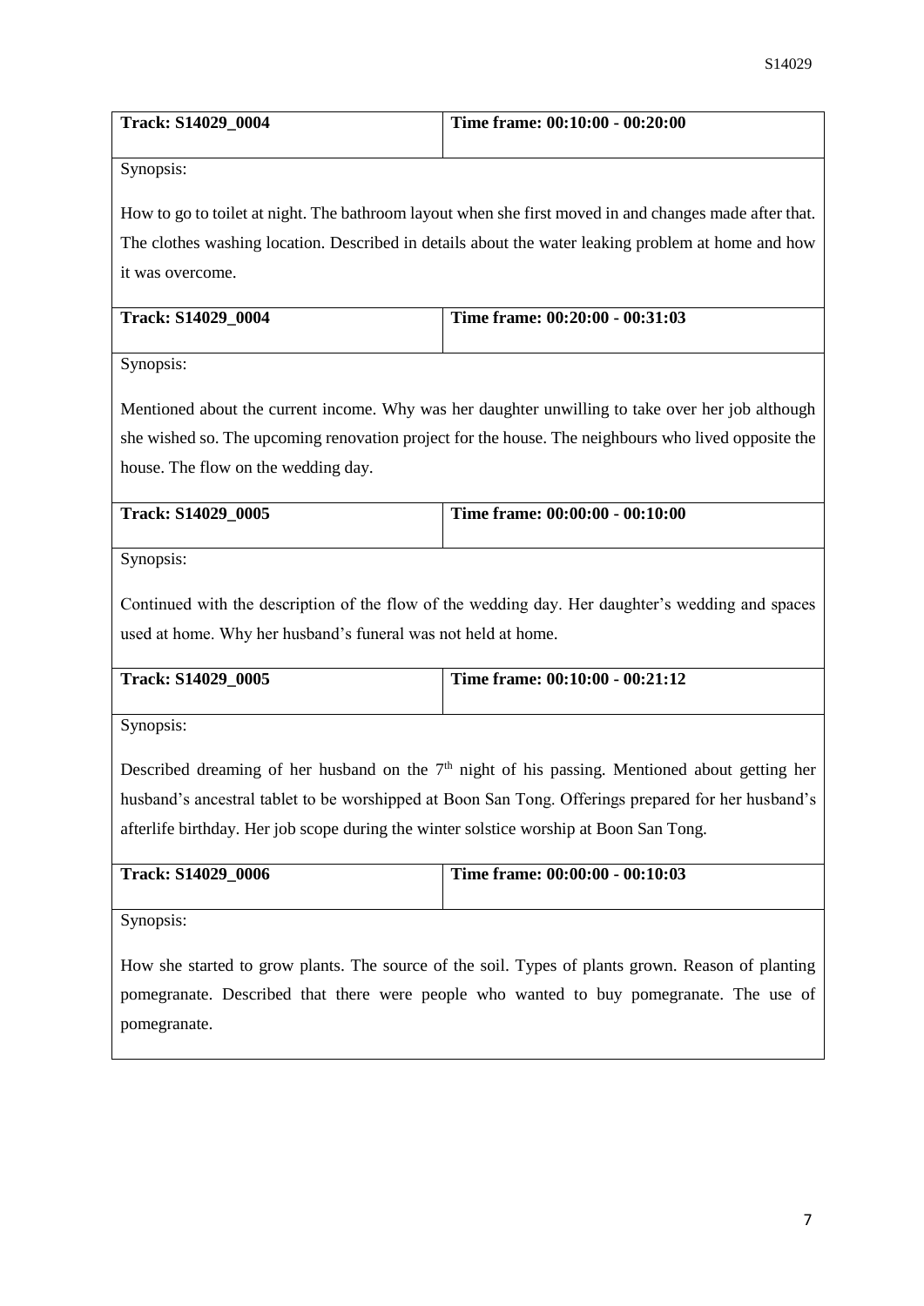| Track: S14029_0004 | Time frame: 00:10:00 - 00:20:00 |
| --- | --- |

Synopsis:

How to go to toilet at night. The bathroom layout when she first moved in and changes made after that. The clothes washing location. Described in details about the water leaking problem at home and how it was overcome.

| Track: S14029_0004 | Time frame: 00:20:00 - 00:31:03 |
| --- | --- |

Synopsis:

Mentioned about the current income. Why was her daughter unwilling to take over her job although she wished so. The upcoming renovation project for the house. The neighbours who lived opposite the house. The flow on the wedding day.

| Track: S14029_0005 | Time frame: 00:00:00 - 00:10:00 |
| --- | --- |

Synopsis:

Continued with the description of the flow of the wedding day. Her daughter's wedding and spaces used at home. Why her husband's funeral was not held at home.

| Track: S14029_0005 | Time frame: 00:10:00 - 00:21:12 |
| --- | --- |

Synopsis:

Described dreaming of her husband on the 7th night of his passing. Mentioned about getting her husband's ancestral tablet to be worshipped at Boon San Tong. Offerings prepared for her husband's afterlife birthday. Her job scope during the winter solstice worship at Boon San Tong.

| Track: S14029_0006 | Time frame: 00:00:00 - 00:10:03 |
| --- | --- |

Synopsis:

How she started to grow plants. The source of the soil. Types of plants grown. Reason of planting pomegranate. Described that there were people who wanted to buy pomegranate. The use of pomegranate.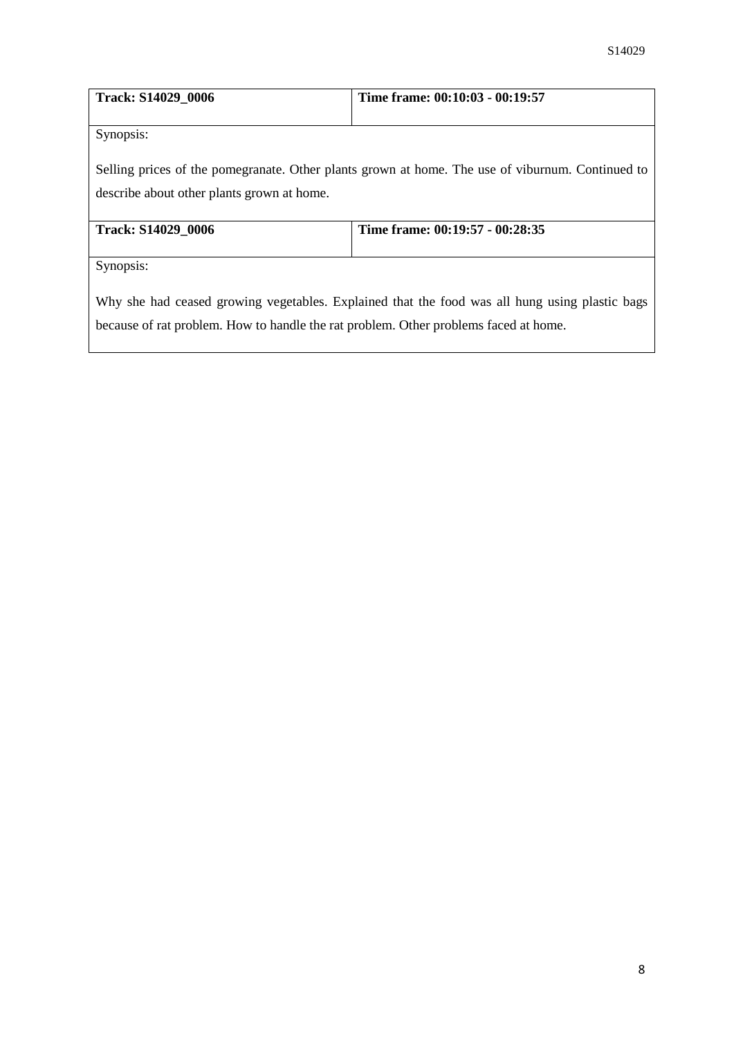| Track: S14029_0006 | Time frame: 00:10:03 - 00:19:57 |
|---|---|
| Synopsis:<br><br>Selling prices of the pomegranate. Other plants grown at home. The use of viburnum. Continued to describe about other plants grown at home. | |

| Track: S14029_0006 | Time frame: 00:19:57 - 00:28:35 |
|---|---|
| Synopsis:<br><br>Why she had ceased growing vegetables. Explained that the food was all hung using plastic bags because of rat problem. How to handle the rat problem. Other problems faced at home. | |